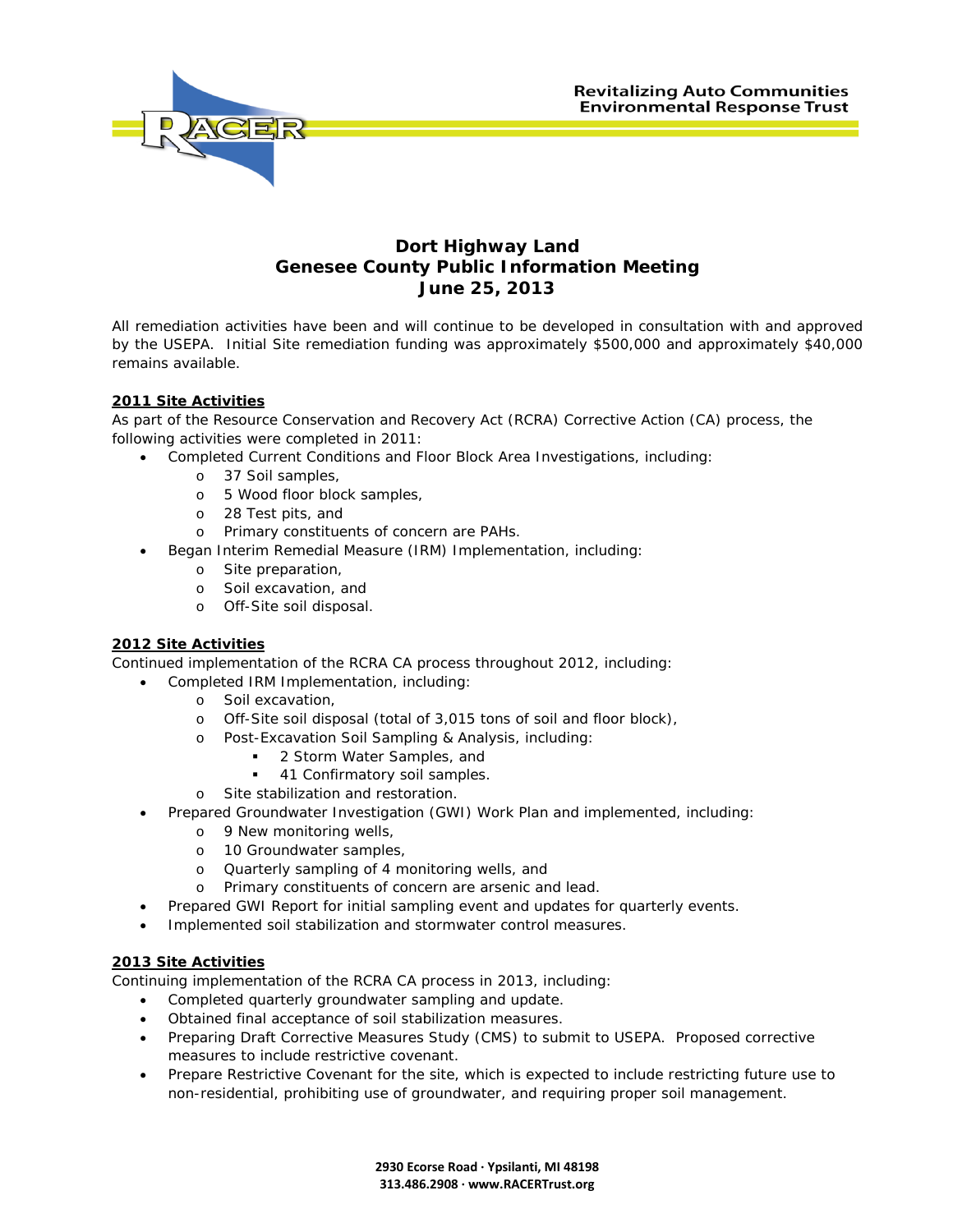Revitalizing Auto Communities
Environmental Response Trust

# Dort Highway Land
# Genesee County Public Information Meeting
# June 25, 2013

All remediation activities have been and will continue to be developed in consultation with and approved by the USEPA. Initial Site remediation funding was approximately $500,000 and approximately $40,000 remains available.

## 2011 Site Activities

As part of the Resource Conservation and Recovery Act (RCRA) Corrective Action (CA) process, the following activities were completed in 2011:

- Completed Current Conditions and Floor Block Area Investigations, including:
  - 37 Soil samples,
  - 5 Wood floor block samples,
  - 28 Test pits, and
  - Primary constituents of concern are PAHs.
- Began Interim Remedial Measure (IRM) Implementation, including:
  - Site preparation,
  - Soil excavation, and
  - Off-Site soil disposal.

## 2012 Site Activities

Continued implementation of the RCRA CA process throughout 2012, including:

- Completed IRM Implementation, including:
  - Soil excavation,
  - Off-Site soil disposal (total of 3,015 tons of soil and floor block),
  - Post-Excavation Soil Sampling & Analysis, including:
    - 2 Storm Water Samples, and
    - 41 Confirmatory soil samples.
  - Site stabilization and restoration.
- Prepared Groundwater Investigation (GWI) Work Plan and implemented, including:
  - 9 New monitoring wells,
  - 10 Groundwater samples,
  - Quarterly sampling of 4 monitoring wells, and
  - Primary constituents of concern are arsenic and lead.
- Prepared GWI Report for initial sampling event and updates for quarterly events.
- Implemented soil stabilization and stormwater control measures.

## 2013 Site Activities

Continuing implementation of the RCRA CA process in 2013, including:

- Completed quarterly groundwater sampling and update.
- Obtained final acceptance of soil stabilization measures.
- Preparing Draft Corrective Measures Study (CMS) to submit to USEPA. Proposed corrective measures to include restrictive covenant.
- Prepare Restrictive Covenant for the site, which is expected to include restricting future use to non-residential, prohibiting use of groundwater, and requiring proper soil management.

2930 Ecorse Road · Ypsilanti, MI 48198
313.486.2908 · www.RACERTrust.org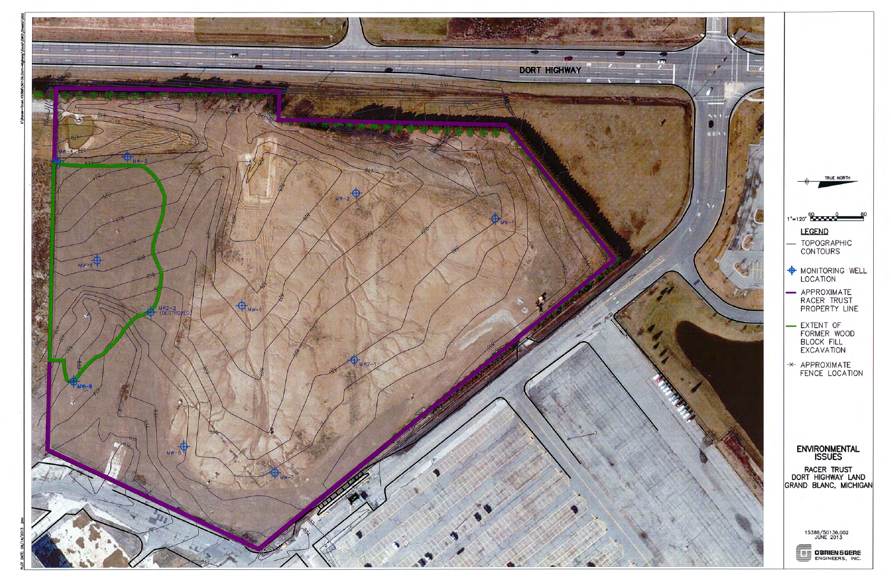DORT HIGHWAY

MW-1

MW-2

MW-3

MW-4

MW-5

MW-6

MW-7

MW-8

MW-9

MW2-1

MW2-2 (DESTROYED)

TRUE NORTH

1"=120'

60 0 60

**LEGEND**

TOPOGRAPHIC CONTOURS

MONITORING WELL LOCATION

APPROXIMATE RACER TRUST PROPERTY LINE

EXTENT OF FORMER WOOD BLOCK FILL EXCAVATION

APPROXIMATE FENCE LOCATION

**ENVIRONMENTAL ISSUES**

RACER TRUST
DORT HIGHWAY LAND
GRAND BLANC, MICHIGAN

15388/50136.002
JUNE 2013

O'BRIEN & GERE ENGINEERS, INC.